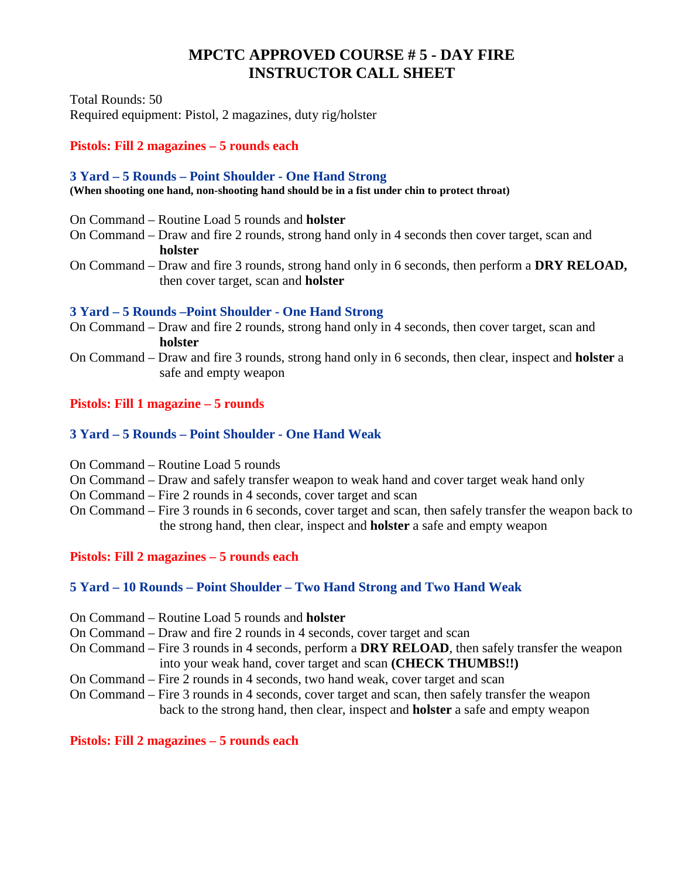# MPCTC APPROVED COURSE # 5 - DAY FIRE
# INSTRUCTOR CALL SHEET

Total Rounds: 50
Required equipment: Pistol, 2 magazines, duty rig/holster

**Pistols: Fill 2 magazines – 5 rounds each**

### 3 Yard – 5 Rounds – Point Shoulder - One Hand Strong

**(When shooting one hand, non-shooting hand should be in a fist under chin to protect throat)**

On Command – Routine Load 5 rounds and **holster**
On Command – Draw and fire 2 rounds, strong hand only in 4 seconds then cover target, scan and **holster**
On Command – Draw and fire 3 rounds, strong hand only in 6 seconds, then perform a **DRY RELOAD,** then cover target, scan and **holster**

### 3 Yard – 5 Rounds –Point Shoulder - One Hand Strong

On Command – Draw and fire 2 rounds, strong hand only in 4 seconds, then cover target, scan and **holster**
On Command – Draw and fire 3 rounds, strong hand only in 6 seconds, then clear, inspect and **holster** a safe and empty weapon

**Pistols: Fill 1 magazine – 5 rounds**

### 3 Yard – 5 Rounds – Point Shoulder - One Hand Weak

On Command – Routine Load 5 rounds
On Command – Draw and safely transfer weapon to weak hand and cover target weak hand only
On Command – Fire 2 rounds in 4 seconds, cover target and scan
On Command – Fire 3 rounds in 6 seconds, cover target and scan, then safely transfer the weapon back to the strong hand, then clear, inspect and **holster** a safe and empty weapon

**Pistols: Fill 2 magazines – 5 rounds each**

### 5 Yard – 10 Rounds – Point Shoulder – Two Hand Strong and Two Hand Weak

On Command – Routine Load 5 rounds and **holster**
On Command – Draw and fire 2 rounds in 4 seconds, cover target and scan
On Command – Fire 3 rounds in 4 seconds, perform a **DRY RELOAD**, then safely transfer the weapon into your weak hand, cover target and scan **(CHECK THUMBS!!)**
On Command – Fire 2 rounds in 4 seconds, two hand weak, cover target and scan
On Command – Fire 3 rounds in 4 seconds, cover target and scan, then safely transfer the weapon back to the strong hand, then clear, inspect and **holster** a safe and empty weapon

**Pistols: Fill 2 magazines – 5 rounds each**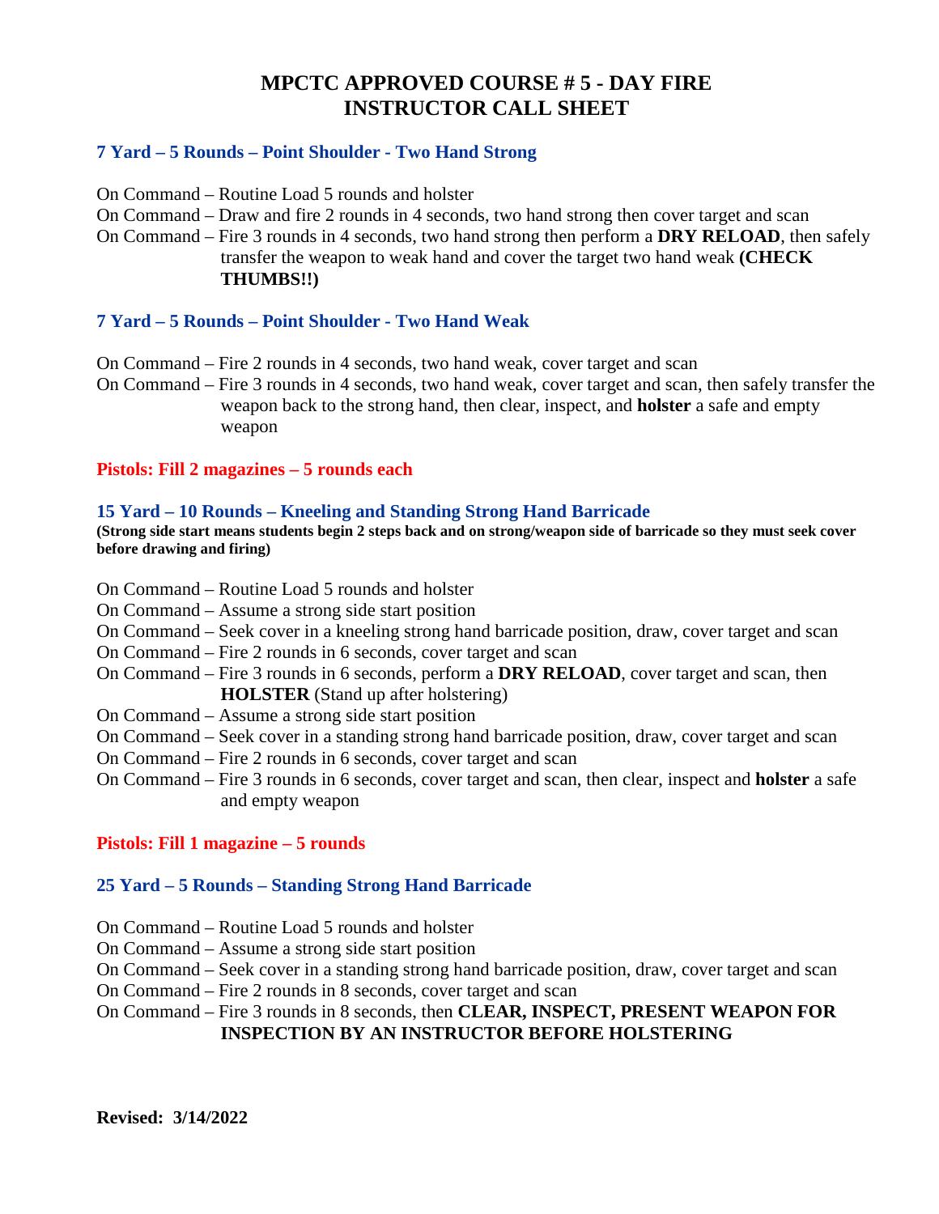# MPCTC APPROVED COURSE # 5 - DAY FIRE
# INSTRUCTOR CALL SHEET

### 7 Yard – 5 Rounds – Point Shoulder - Two Hand Strong

On Command – Routine Load 5 rounds and holster
On Command – Draw and fire 2 rounds in 4 seconds, two hand strong then cover target and scan
On Command – Fire 3 rounds in 4 seconds, two hand strong then perform a **DRY RELOAD**, then safely transfer the weapon to weak hand and cover the target two hand weak **(CHECK THUMBS!!)**

### 7 Yard – 5 Rounds – Point Shoulder - Two Hand Weak

On Command – Fire 2 rounds in 4 seconds, two hand weak, cover target and scan
On Command – Fire 3 rounds in 4 seconds, two hand weak, cover target and scan, then safely transfer the weapon back to the strong hand, then clear, inspect, and **holster** a safe and empty weapon

**Pistols: Fill 2 magazines – 5 rounds each**

### 15 Yard – 10 Rounds – Kneeling and Standing Strong Hand Barricade

**(Strong side start means students begin 2 steps back and on strong/weapon side of barricade so they must seek cover before drawing and firing)**

On Command – Routine Load 5 rounds and holster
On Command – Assume a strong side start position
On Command – Seek cover in a kneeling strong hand barricade position, draw, cover target and scan
On Command – Fire 2 rounds in 6 seconds, cover target and scan
On Command – Fire 3 rounds in 6 seconds, perform a **DRY RELOAD**, cover target and scan, then **HOLSTER** (Stand up after holstering)
On Command – Assume a strong side start position
On Command – Seek cover in a standing strong hand barricade position, draw, cover target and scan
On Command – Fire 2 rounds in 6 seconds, cover target and scan
On Command – Fire 3 rounds in 6 seconds, cover target and scan, then clear, inspect and **holster** a safe and empty weapon

**Pistols: Fill 1 magazine – 5 rounds**

### 25 Yard – 5 Rounds – Standing Strong Hand Barricade

On Command – Routine Load 5 rounds and holster
On Command – Assume a strong side start position
On Command – Seek cover in a standing strong hand barricade position, draw, cover target and scan
On Command – Fire 2 rounds in 8 seconds, cover target and scan
On Command – Fire 3 rounds in 8 seconds, then **CLEAR, INSPECT, PRESENT WEAPON FOR INSPECTION BY AN INSTRUCTOR BEFORE HOLSTERING**

**Revised: 3/14/2022**